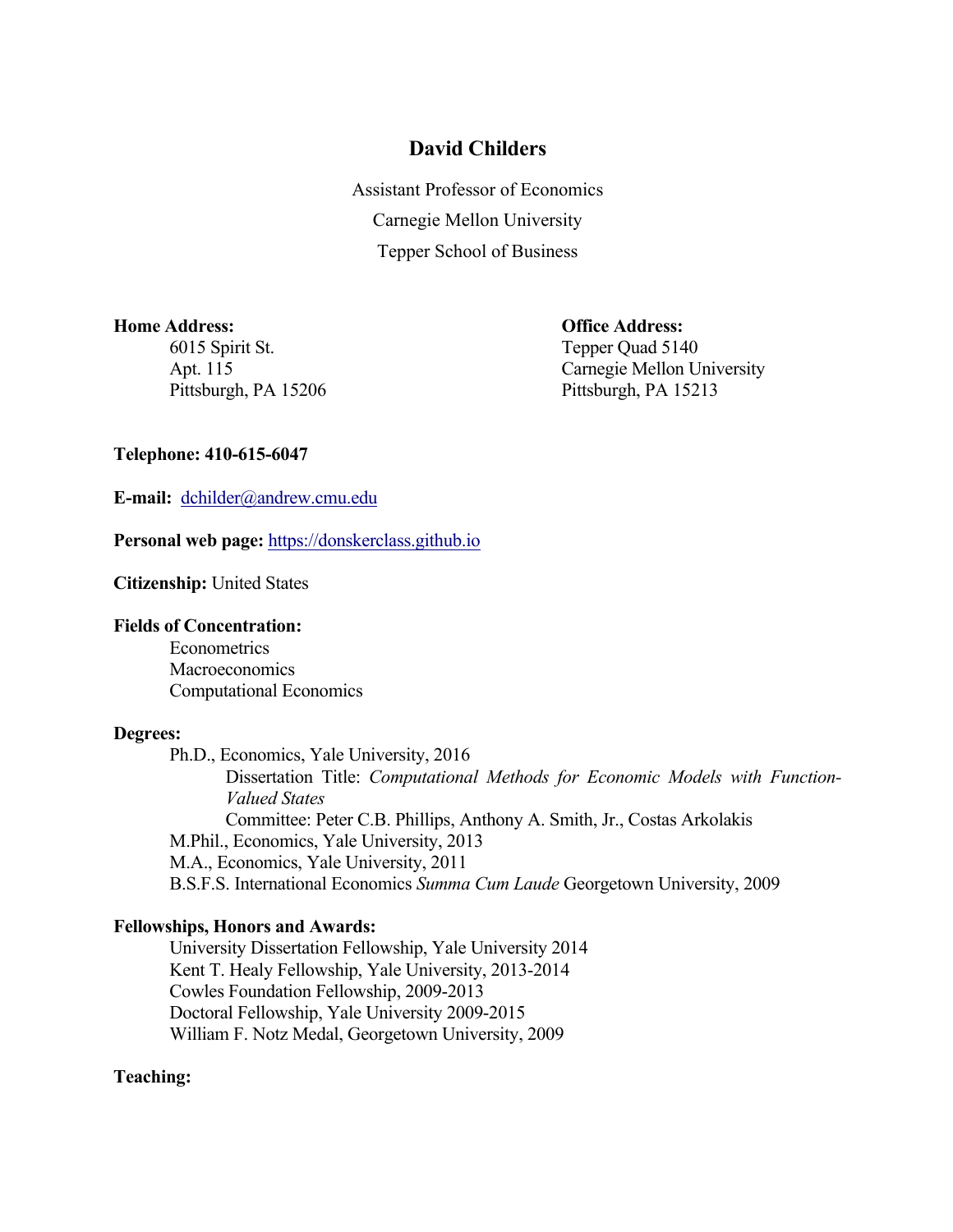# David Childers

Assistant Professor of Economics
Carnegie Mellon University
Tepper School of Business

**Home Address:**
6015 Spirit St.
Apt. 115
Pittsburgh, PA 15206

**Office Address:**
Tepper Quad 5140
Carnegie Mellon University
Pittsburgh, PA 15213

**Telephone: 410-615-6047**

**E-mail:** dchilder@andrew.cmu.edu

**Personal web page:** https://donskerclass.github.io

**Citizenship:** United States

**Fields of Concentration:**

- Econometrics
- Macroeconomics
- Computational Economics

**Degrees:**

Ph.D., Economics, Yale University, 2016
Dissertation Title: *Computational Methods for Economic Models with Function-Valued States*
Committee: Peter C.B. Phillips, Anthony A. Smith, Jr., Costas Arkolakis

M.Phil., Economics, Yale University, 2013

M.A., Economics, Yale University, 2011

B.S.F.S. International Economics *Summa Cum Laude* Georgetown University, 2009

**Fellowships, Honors and Awards:**

- University Dissertation Fellowship, Yale University 2014
- Kent T. Healy Fellowship, Yale University, 2013-2014
- Cowles Foundation Fellowship, 2009-2013
- Doctoral Fellowship, Yale University 2009-2015
- William F. Notz Medal, Georgetown University, 2009

**Teaching:**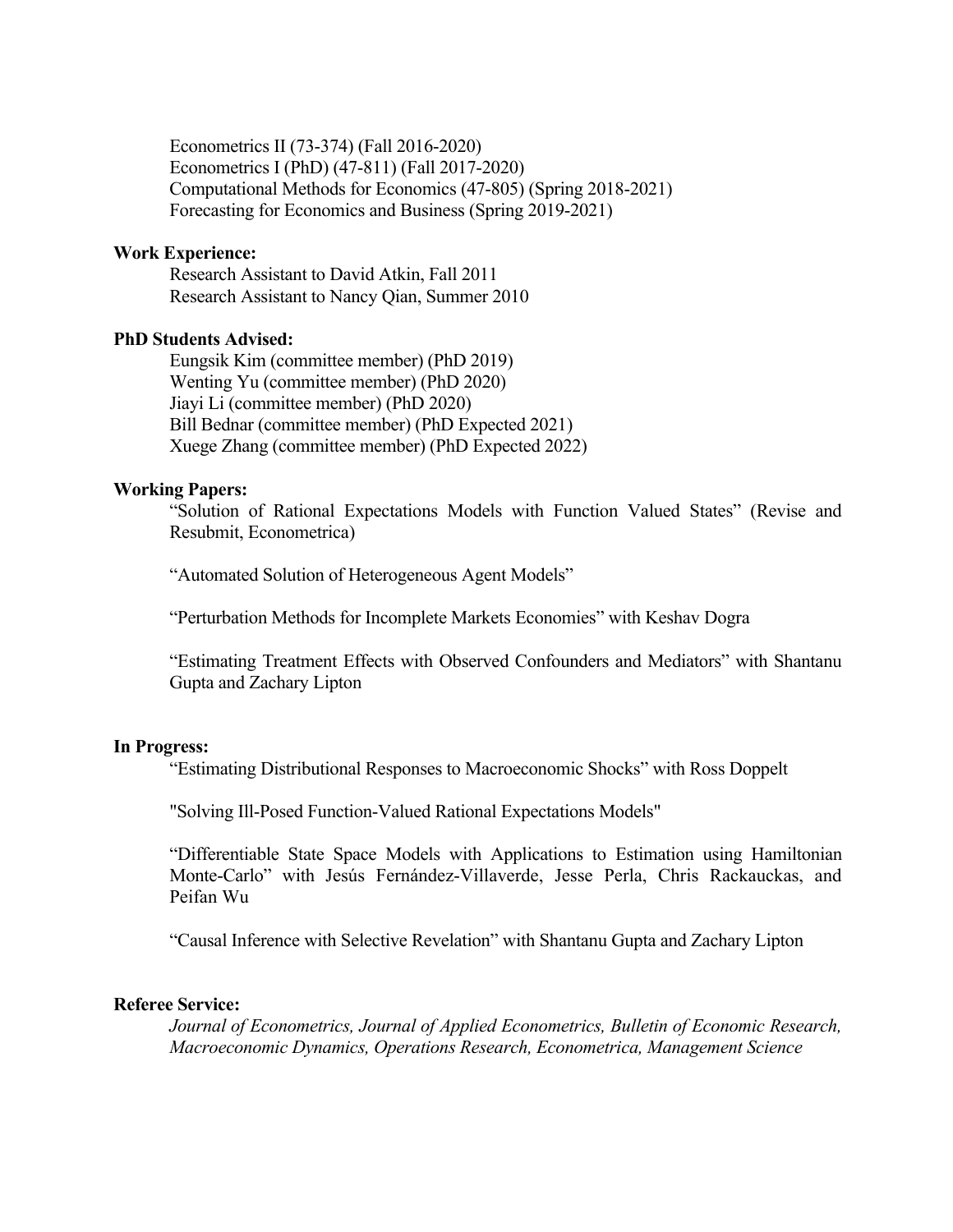Econometrics II (73-374) (Fall 2016-2020)
Econometrics I (PhD) (47-811) (Fall 2017-2020)
Computational Methods for Economics (47-805) (Spring 2018-2021)
Forecasting for Economics and Business (Spring 2019-2021)

**Work Experience:**

Research Assistant to David Atkin, Fall 2011
Research Assistant to Nancy Qian, Summer 2010

**PhD Students Advised:**

Eungsik Kim (committee member) (PhD 2019)
Wenting Yu (committee member) (PhD 2020)
Jiayi Li (committee member) (PhD 2020)
Bill Bednar (committee member) (PhD Expected 2021)
Xuege Zhang (committee member) (PhD Expected 2022)

**Working Papers:**

"Solution of Rational Expectations Models with Function Valued States" (Revise and Resubmit, Econometrica)

"Automated Solution of Heterogeneous Agent Models"

"Perturbation Methods for Incomplete Markets Economies" with Keshav Dogra

"Estimating Treatment Effects with Observed Confounders and Mediators" with Shantanu Gupta and Zachary Lipton

**In Progress:**

"Estimating Distributional Responses to Macroeconomic Shocks" with Ross Doppelt

"Solving Ill-Posed Function-Valued Rational Expectations Models"

"Differentiable State Space Models with Applications to Estimation using Hamiltonian Monte-Carlo" with Jesús Fernández-Villaverde, Jesse Perla, Chris Rackauckas, and Peifan Wu

"Causal Inference with Selective Revelation" with Shantanu Gupta and Zachary Lipton

**Referee Service:**

*Journal of Econometrics, Journal of Applied Econometrics, Bulletin of Economic Research, Macroeconomic Dynamics, Operations Research, Econometrica, Management Science*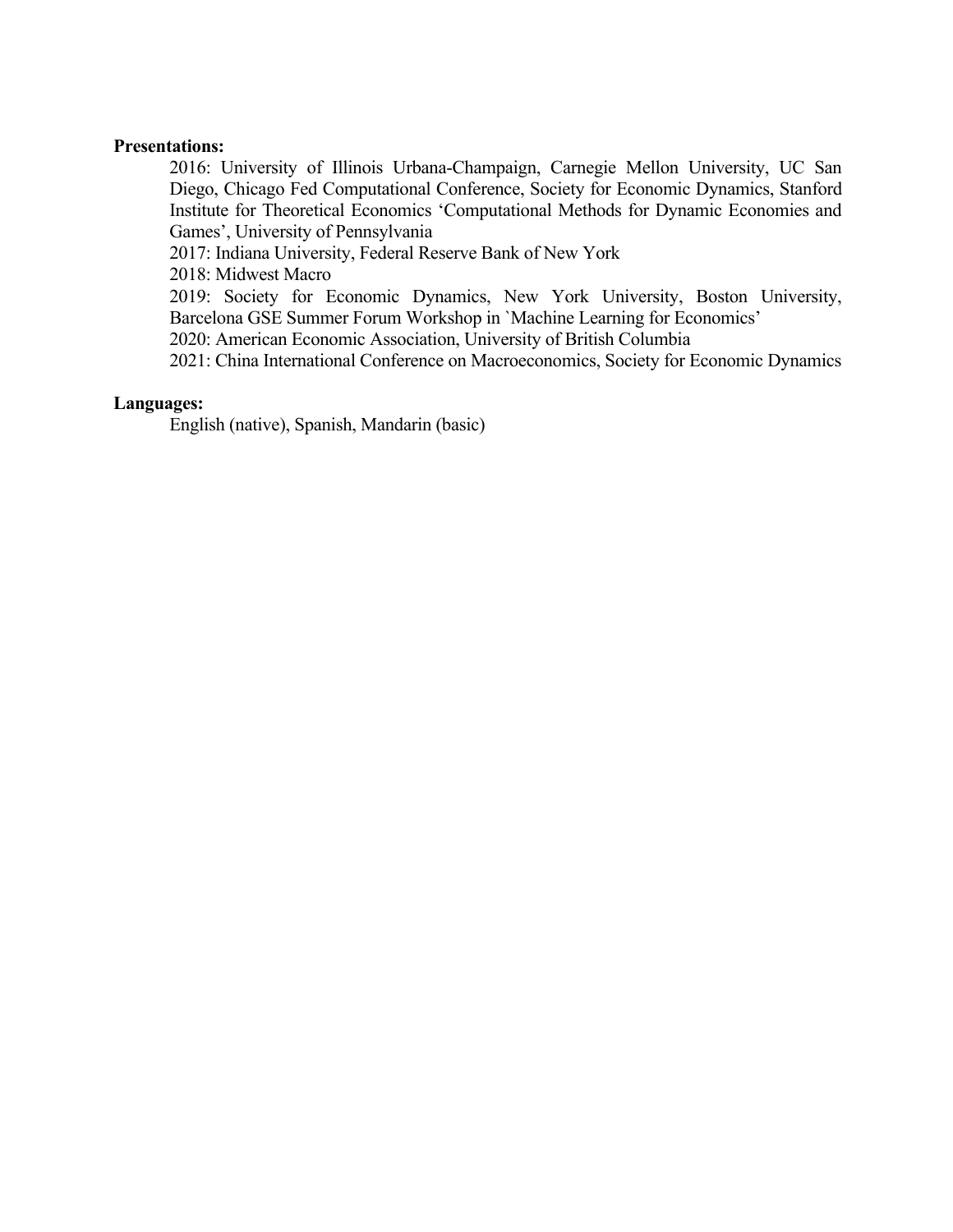**Presentations:**

2016: University of Illinois Urbana-Champaign, Carnegie Mellon University, UC San Diego, Chicago Fed Computational Conference, Society for Economic Dynamics, Stanford Institute for Theoretical Economics 'Computational Methods for Dynamic Economies and Games', University of Pennsylvania

2017: Indiana University, Federal Reserve Bank of New York

2018: Midwest Macro

2019: Society for Economic Dynamics, New York University, Boston University, Barcelona GSE Summer Forum Workshop in `Machine Learning for Economics'

2020: American Economic Association, University of British Columbia

2021: China International Conference on Macroeconomics, Society for Economic Dynamics

**Languages:**

English (native), Spanish, Mandarin (basic)